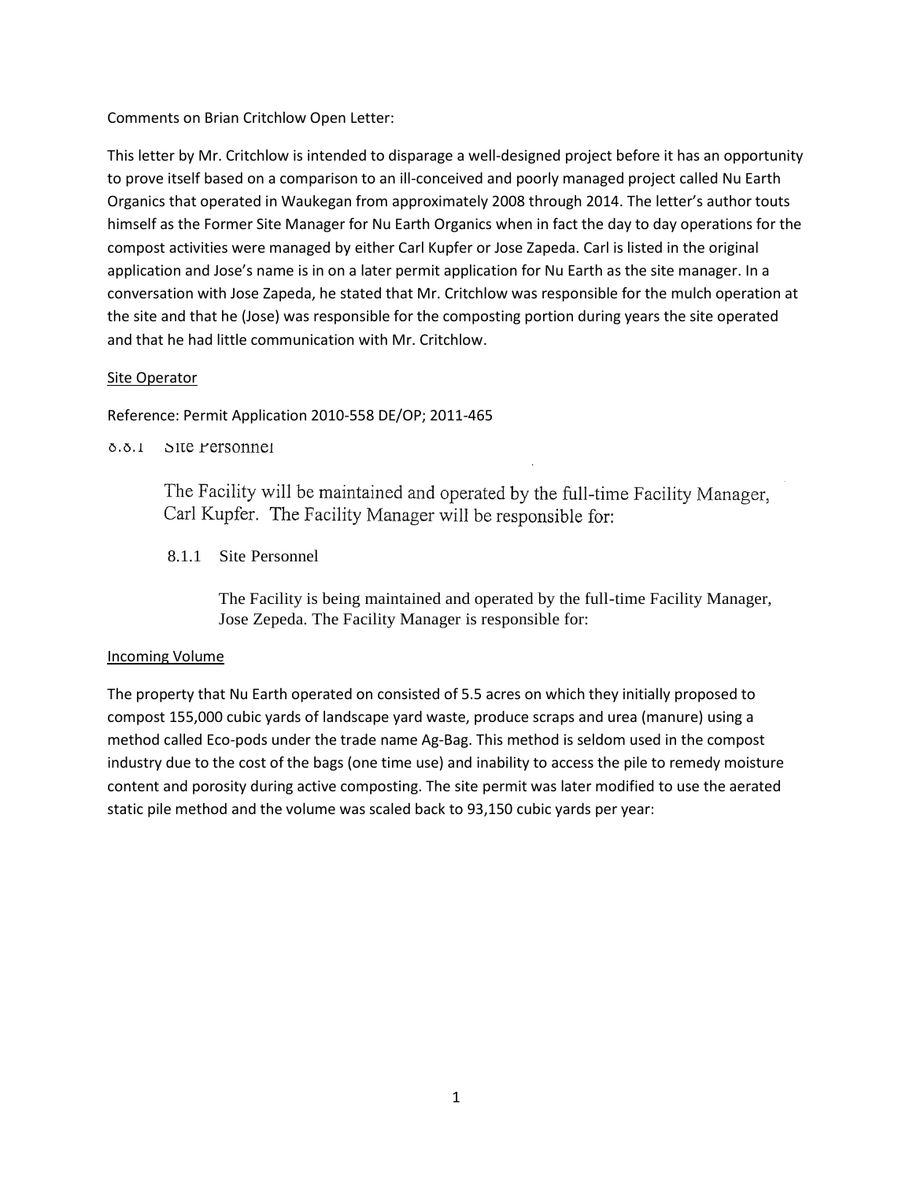Comments on Brian Critchlow Open Letter:

This letter by Mr. Critchlow is intended to disparage a well-designed project before it has an opportunity to prove itself based on a comparison to an ill-conceived and poorly managed project called Nu Earth Organics that operated in Waukegan from approximately 2008 through 2014. The letter's author touts himself as the Former Site Manager for Nu Earth Organics when in fact the day to day operations for the compost activities were managed by either Carl Kupfer or Jose Zapeda. Carl is listed in the original application and Jose's name is in on a later permit application for Nu Earth as the site manager. In a conversation with Jose Zapeda, he stated that Mr. Critchlow was responsible for the mulch operation at the site and that he (Jose) was responsible for the composting portion during years the site operated and that he had little communication with Mr. Critchlow.

## Site Operator

Reference: Permit Application 2010-558 DE/OP; 2011-465

8.8.1 Site Personnel

> The Facility will be maintained and operated by the full-time Facility Manager, Carl Kupfer. The Facility Manager will be responsible for:

8.1.1 Site Personnel

> The Facility is being maintained and operated by the full-time Facility Manager, Jose Zepeda. The Facility Manager is responsible for:

## Incoming Volume

The property that Nu Earth operated on consisted of 5.5 acres on which they initially proposed to compost 155,000 cubic yards of landscape yard waste, produce scraps and urea (manure) using a method called Eco-pods under the trade name Ag-Bag. This method is seldom used in the compost industry due to the cost of the bags (one time use) and inability to access the pile to remedy moisture content and porosity during active composting. The site permit was later modified to use the aerated static pile method and the volume was scaled back to 93,150 cubic yards per year: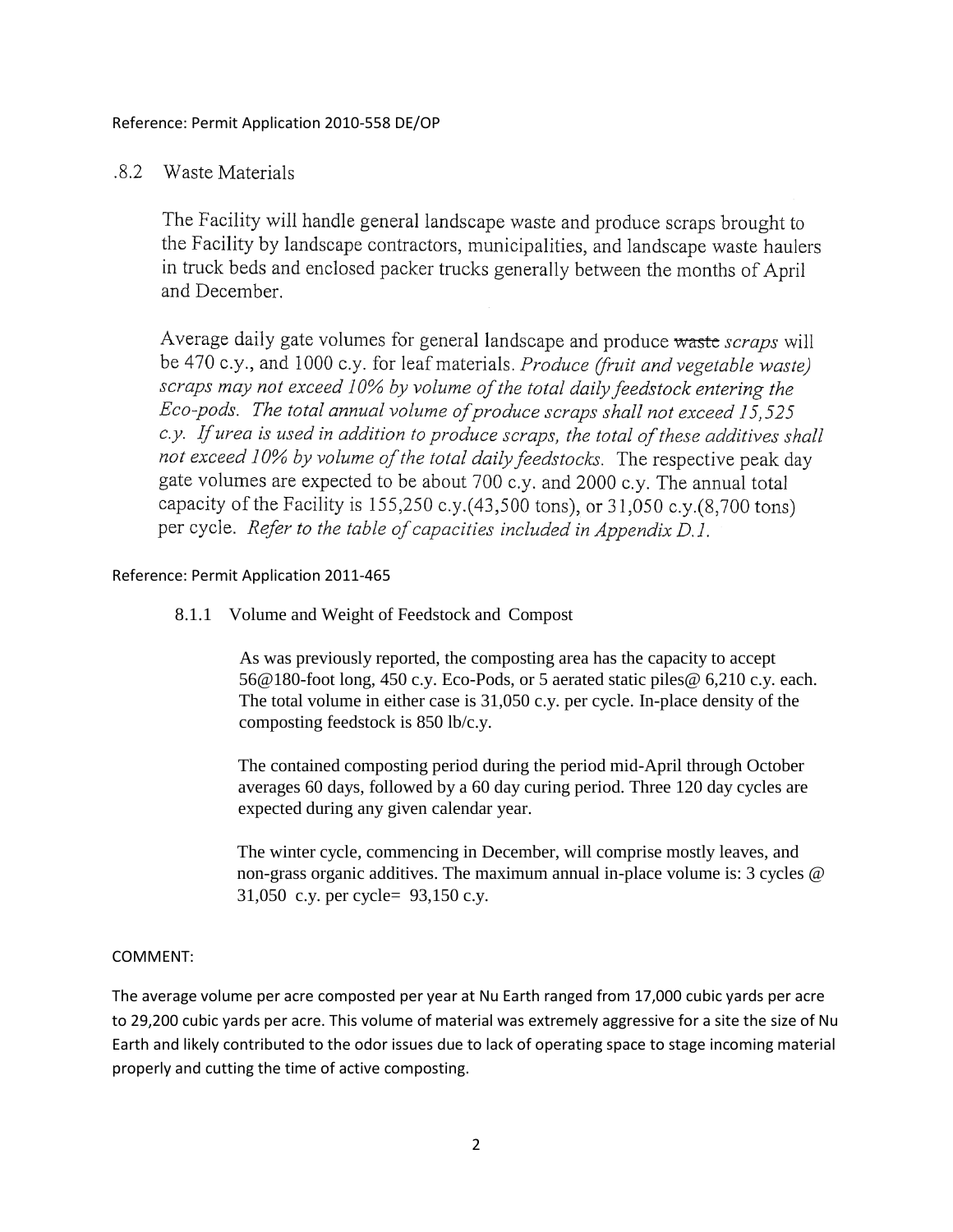Reference: Permit Application 2010-558 DE/OP

## .8.2 Waste Materials

The Facility will handle general landscape waste and produce scraps brought to the Facility by landscape contractors, municipalities, and landscape waste haulers in truck beds and enclosed packer trucks generally between the months of April and December.

Average daily gate volumes for general landscape and produce ~~waste~~ *scraps* will be 470 c.y., and 1000 c.y. for leaf materials. *Produce (fruit and vegetable waste) scraps may not exceed 10% by volume of the total daily feedstock entering the Eco-pods. The total annual volume of produce scraps shall not exceed 15,525 c.y. If urea is used in addition to produce scraps, the total of these additives shall not exceed 10% by volume of the total daily feedstocks.* The respective peak day gate volumes are expected to be about 700 c.y. and 2000 c.y. The annual total capacity of the Facility is 155,250 c.y.(43,500 tons), or 31,050 c.y.(8,700 tons) per cycle. *Refer to the table of capacities included in Appendix D.1.*

Reference: Permit Application 2011-465

### 8.1.1 Volume and Weight of Feedstock and Compost

As was previously reported, the composting area has the capacity to accept 56@180-foot long, 450 c.y. Eco-Pods, or 5 aerated static piles@ 6,210 c.y. each. The total volume in either case is 31,050 c.y. per cycle. In-place density of the composting feedstock is 850 lb/c.y.

The contained composting period during the period mid-April through October averages 60 days, followed by a 60 day curing period. Three 120 day cycles are expected during any given calendar year.

The winter cycle, commencing in December, will comprise mostly leaves, and non-grass organic additives. The maximum annual in-place volume is: 3 cycles @ 31,050 c.y. per cycle= 93,150 c.y.

COMMENT:

The average volume per acre composted per year at Nu Earth ranged from 17,000 cubic yards per acre to 29,200 cubic yards per acre. This volume of material was extremely aggressive for a site the size of Nu Earth and likely contributed to the odor issues due to lack of operating space to stage incoming material properly and cutting the time of active composting.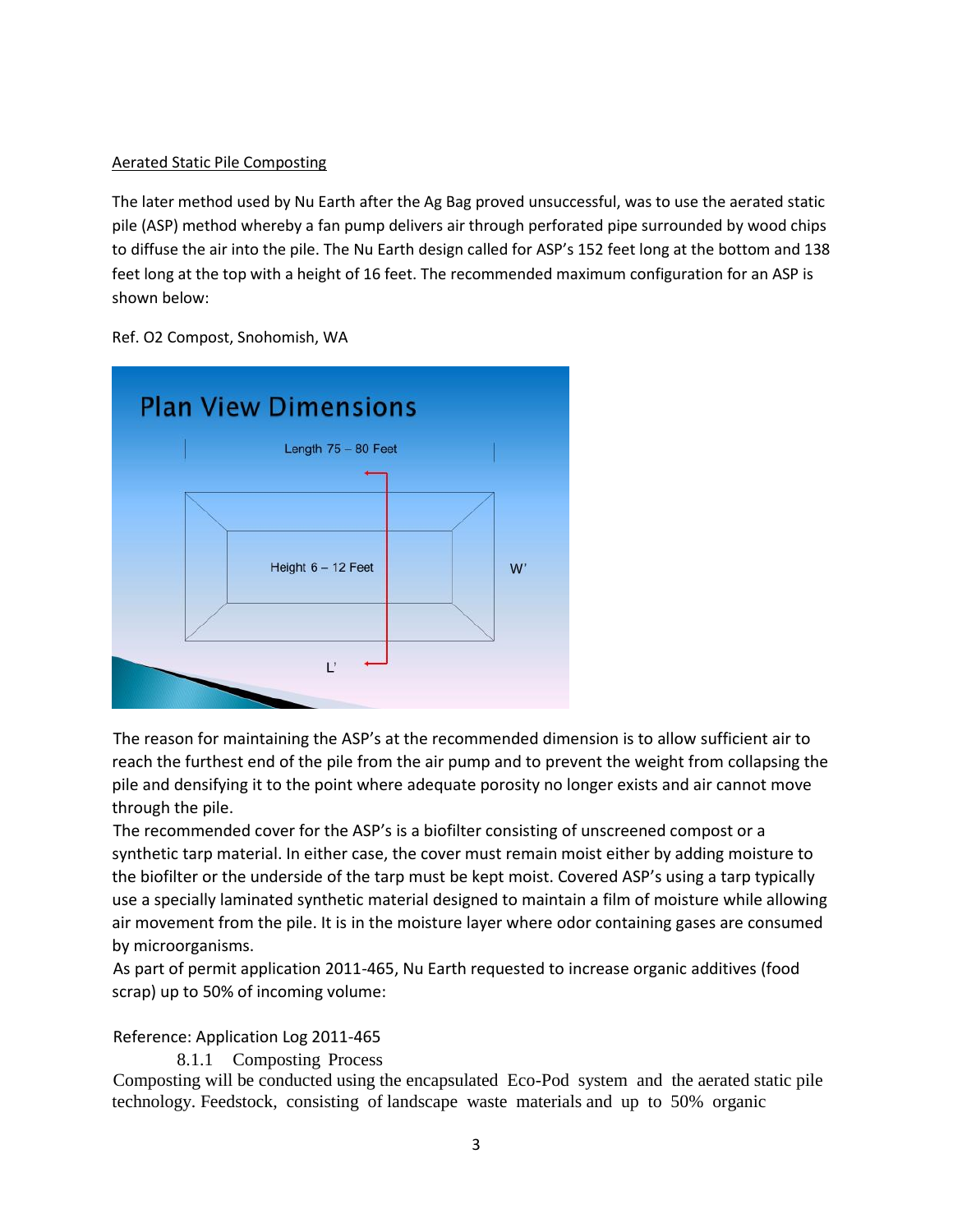Aerated Static Pile Composting

The later method used by Nu Earth after the Ag Bag proved unsuccessful, was to use the aerated static pile (ASP) method whereby a fan pump delivers air through perforated pipe surrounded by wood chips to diffuse the air into the pile. The Nu Earth design called for ASP's 152 feet long at the bottom and 138 feet long at the top with a height of 16 feet. The recommended maximum configuration for an ASP is shown below:

Ref. O2 Compost, Snohomish, WA

Plan View Dimensions

Length 75 – 80 Feet

Height 6 – 12 Feet

W'

L'

The reason for maintaining the ASP's at the recommended dimension is to allow sufficient air to reach the furthest end of the pile from the air pump and to prevent the weight from collapsing the pile and densifying it to the point where adequate porosity no longer exists and air cannot move through the pile.

The recommended cover for the ASP's is a biofilter consisting of unscreened compost or a synthetic tarp material. In either case, the cover must remain moist either by adding moisture to the biofilter or the underside of the tarp must be kept moist. Covered ASP's using a tarp typically use a specially laminated synthetic material designed to maintain a film of moisture while allowing air movement from the pile. It is in the moisture layer where odor containing gases are consumed by microorganisms.

As part of permit application 2011-465, Nu Earth requested to increase organic additives (food scrap) up to 50% of incoming volume:

Reference: Application Log 2011-465

8.1.1 Composting Process

Composting will be conducted using the encapsulated Eco-Pod system and the aerated static pile technology. Feedstock, consisting of landscape waste materials and up to 50% organic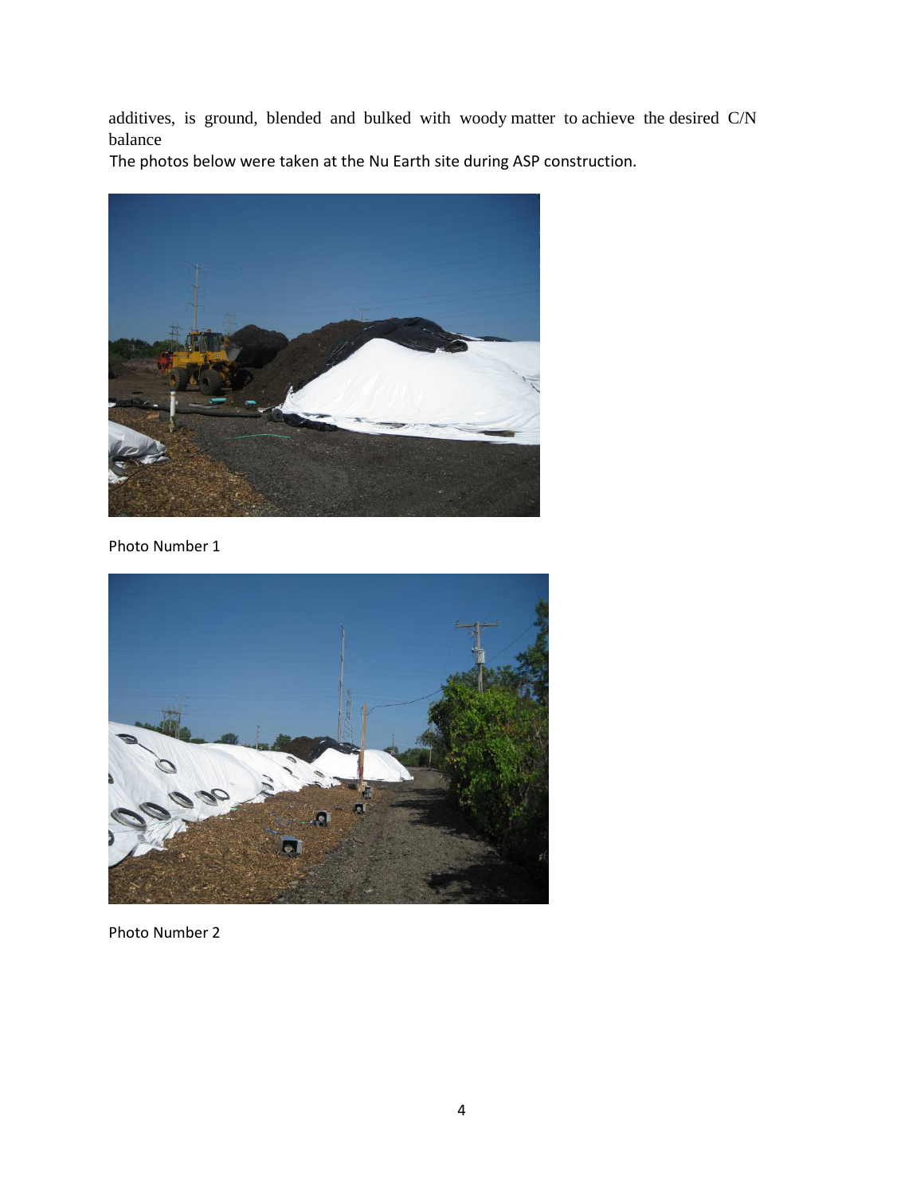additives, is ground, blended and bulked with woody matter to achieve the desired C/N balance

The photos below were taken at the Nu Earth site during ASP construction.

Photo Number 1

Photo Number 2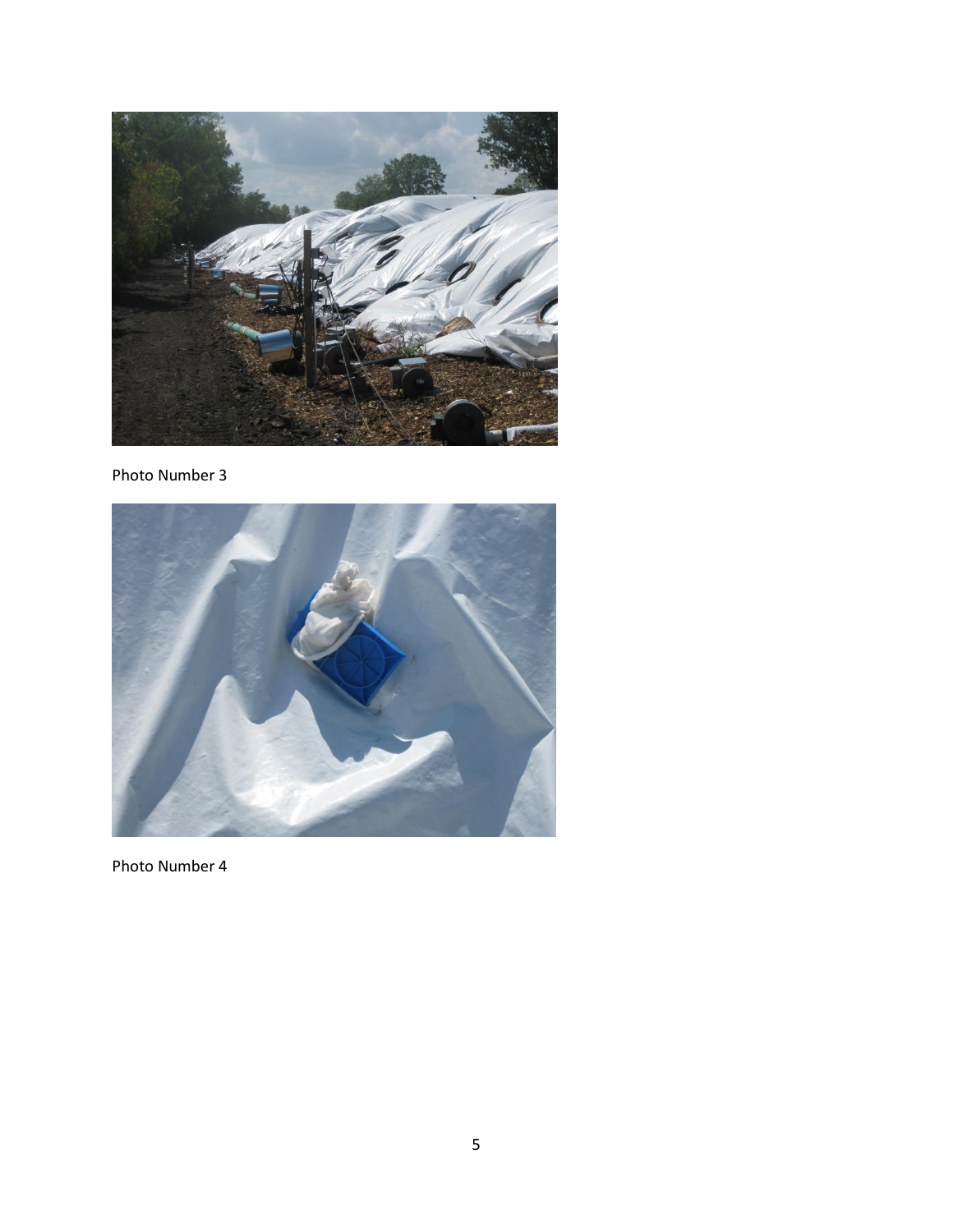Photo Number 3

Photo Number 4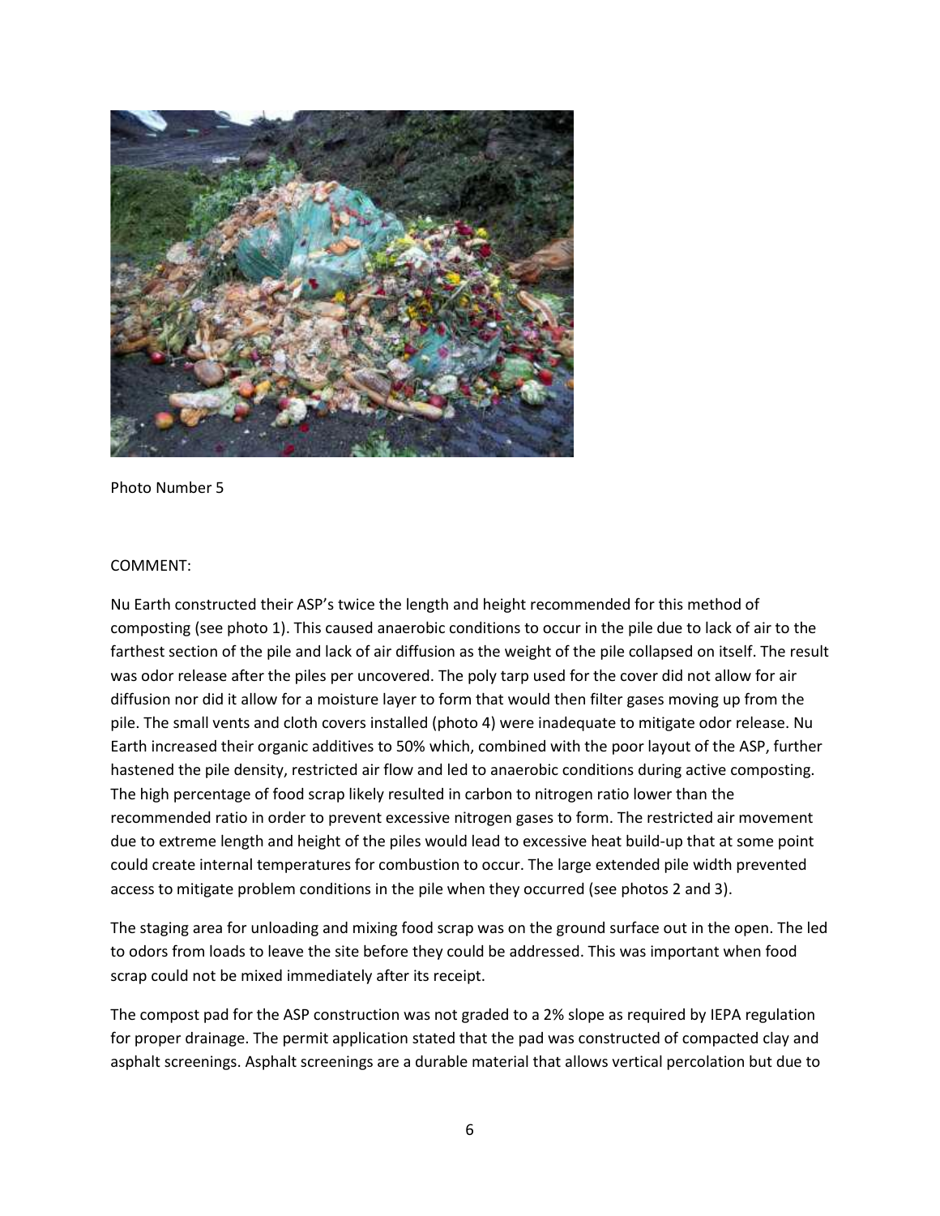Photo Number 5

COMMENT:

Nu Earth constructed their ASP's twice the length and height recommended for this method of composting (see photo 1). This caused anaerobic conditions to occur in the pile due to lack of air to the farthest section of the pile and lack of air diffusion as the weight of the pile collapsed on itself. The result was odor release after the piles per uncovered. The poly tarp used for the cover did not allow for air diffusion nor did it allow for a moisture layer to form that would then filter gases moving up from the pile. The small vents and cloth covers installed (photo 4) were inadequate to mitigate odor release. Nu Earth increased their organic additives to 50% which, combined with the poor layout of the ASP, further hastened the pile density, restricted air flow and led to anaerobic conditions during active composting. The high percentage of food scrap likely resulted in carbon to nitrogen ratio lower than the recommended ratio in order to prevent excessive nitrogen gases to form. The restricted air movement due to extreme length and height of the piles would lead to excessive heat build-up that at some point could create internal temperatures for combustion to occur. The large extended pile width prevented access to mitigate problem conditions in the pile when they occurred (see photos 2 and 3).

The staging area for unloading and mixing food scrap was on the ground surface out in the open. The led to odors from loads to leave the site before they could be addressed. This was important when food scrap could not be mixed immediately after its receipt.

The compost pad for the ASP construction was not graded to a 2% slope as required by IEPA regulation for proper drainage. The permit application stated that the pad was constructed of compacted clay and asphalt screenings. Asphalt screenings are a durable material that allows vertical percolation but due to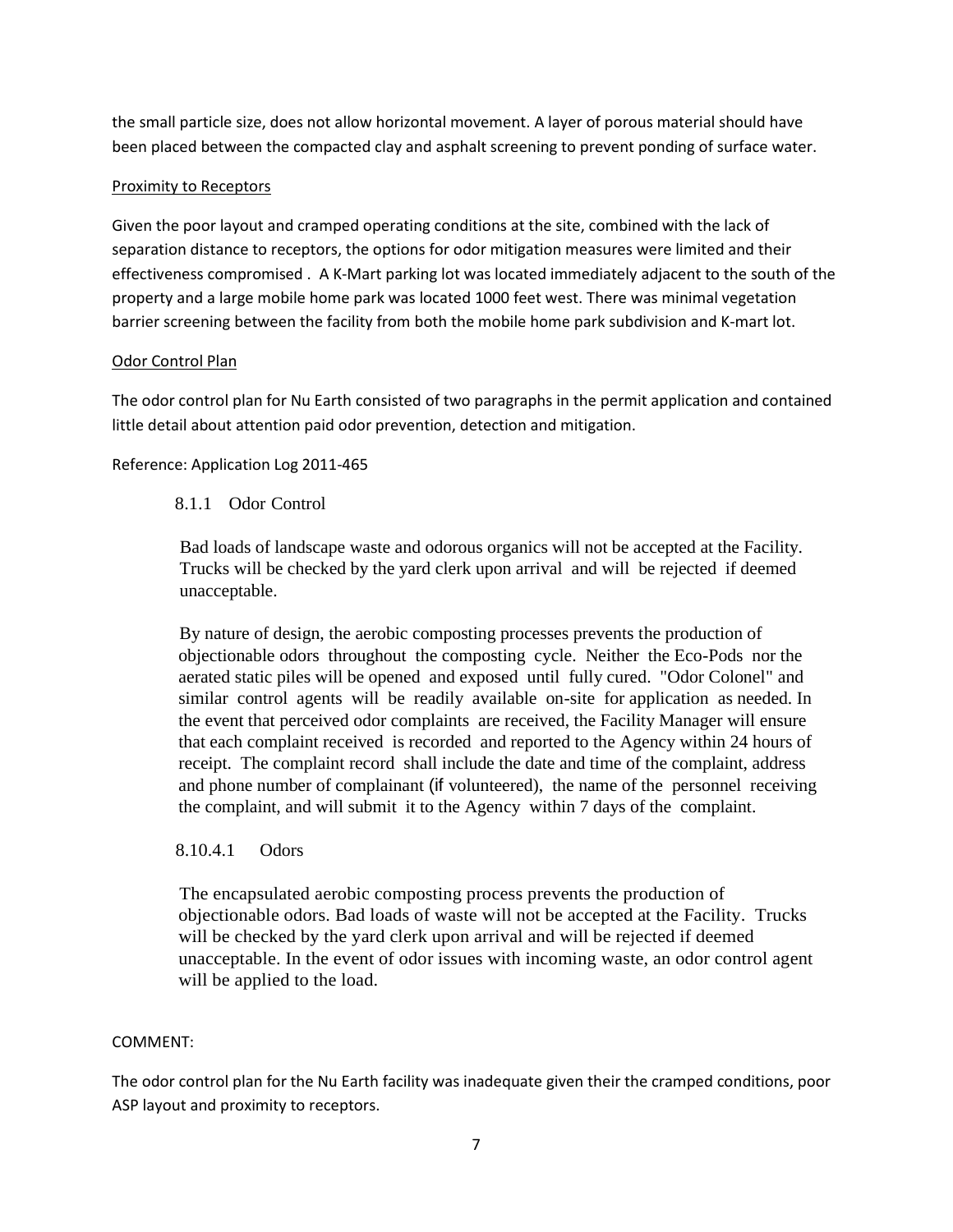the small particle size, does not allow horizontal movement. A layer of porous material should have been placed between the compacted clay and asphalt screening to prevent ponding of surface water.

Proximity to Receptors

Given the poor layout and cramped operating conditions at the site, combined with the lack of separation distance to receptors, the options for odor mitigation measures were limited and their effectiveness compromised . A K-Mart parking lot was located immediately adjacent to the south of the property and a large mobile home park was located 1000 feet west. There was minimal vegetation barrier screening between the facility from both the mobile home park subdivision and K-mart lot.

Odor Control Plan

The odor control plan for Nu Earth consisted of two paragraphs in the permit application and contained little detail about attention paid odor prevention, detection and mitigation.

Reference: Application Log 2011-465

8.1.1 Odor Control

Bad loads of landscape waste and odorous organics will not be accepted at the Facility. Trucks will be checked by the yard clerk upon arrival and will be rejected if deemed unacceptable.

By nature of design, the aerobic composting processes prevents the production of objectionable odors throughout the composting cycle. Neither the Eco-Pods nor the aerated static piles will be opened and exposed until fully cured. "Odor Colonel" and similar control agents will be readily available on-site for application as needed. In the event that perceived odor complaints are received, the Facility Manager will ensure that each complaint received is recorded and reported to the Agency within 24 hours of receipt. The complaint record shall include the date and time of the complaint, address and phone number of complainant (if volunteered), the name of the personnel receiving the complaint, and will submit it to the Agency within 7 days of the complaint.

8.10.4.1 Odors

The encapsulated aerobic composting process prevents the production of objectionable odors. Bad loads of waste will not be accepted at the Facility. Trucks will be checked by the yard clerk upon arrival and will be rejected if deemed unacceptable. In the event of odor issues with incoming waste, an odor control agent will be applied to the load.

COMMENT:

The odor control plan for the Nu Earth facility was inadequate given their the cramped conditions, poor ASP layout and proximity to receptors.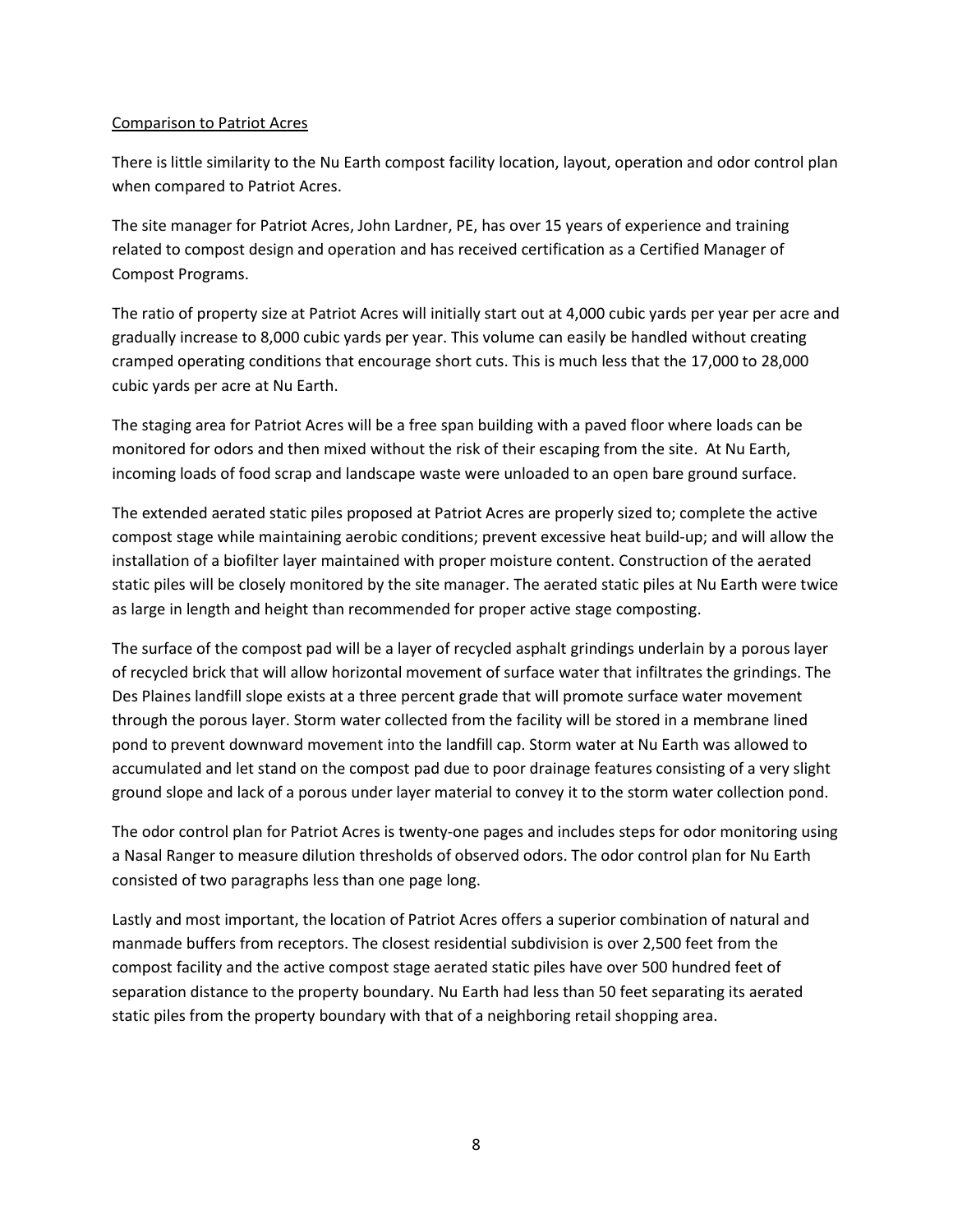Comparison to Patriot Acres

There is little similarity to the Nu Earth compost facility location, layout, operation and odor control plan when compared to Patriot Acres.

The site manager for Patriot Acres, John Lardner, PE, has over 15 years of experience and training related to compost design and operation and has received certification as a Certified Manager of Compost Programs.

The ratio of property size at Patriot Acres will initially start out at 4,000 cubic yards per year per acre and gradually increase to 8,000 cubic yards per year. This volume can easily be handled without creating cramped operating conditions that encourage short cuts. This is much less that the 17,000 to 28,000 cubic yards per acre at Nu Earth.

The staging area for Patriot Acres will be a free span building with a paved floor where loads can be monitored for odors and then mixed without the risk of their escaping from the site. At Nu Earth, incoming loads of food scrap and landscape waste were unloaded to an open bare ground surface.

The extended aerated static piles proposed at Patriot Acres are properly sized to; complete the active compost stage while maintaining aerobic conditions; prevent excessive heat build-up; and will allow the installation of a biofilter layer maintained with proper moisture content. Construction of the aerated static piles will be closely monitored by the site manager. The aerated static piles at Nu Earth were twice as large in length and height than recommended for proper active stage composting.

The surface of the compost pad will be a layer of recycled asphalt grindings underlain by a porous layer of recycled brick that will allow horizontal movement of surface water that infiltrates the grindings. The Des Plaines landfill slope exists at a three percent grade that will promote surface water movement through the porous layer. Storm water collected from the facility will be stored in a membrane lined pond to prevent downward movement into the landfill cap. Storm water at Nu Earth was allowed to accumulated and let stand on the compost pad due to poor drainage features consisting of a very slight ground slope and lack of a porous under layer material to convey it to the storm water collection pond.

The odor control plan for Patriot Acres is twenty-one pages and includes steps for odor monitoring using a Nasal Ranger to measure dilution thresholds of observed odors. The odor control plan for Nu Earth consisted of two paragraphs less than one page long.

Lastly and most important, the location of Patriot Acres offers a superior combination of natural and manmade buffers from receptors. The closest residential subdivision is over 2,500 feet from the compost facility and the active compost stage aerated static piles have over 500 hundred feet of separation distance to the property boundary. Nu Earth had less than 50 feet separating its aerated static piles from the property boundary with that of a neighboring retail shopping area.